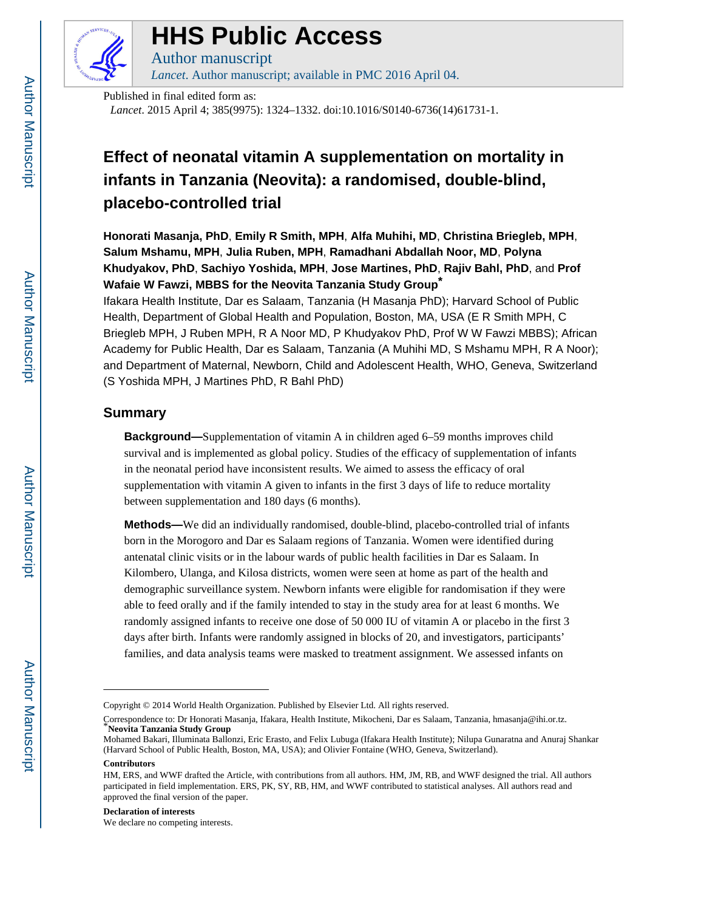# HHS Public Access

Author manuscript

*Lancet*. Author manuscript; available in PMC 2016 April 04.

Published in final edited form as:

*Lancet*. 2015 April 4; 385(9975): 1324–1332. doi:10.1016/S0140-6736(14)61731-1.

# Effect of neonatal vitamin A supplementation on mortality in infants in Tanzania (Neovita): a randomised, double-blind, placebo-controlled trial

**Honorati Masanja, PhD**, **Emily R Smith, MPH**, **Alfa Muhihi, MD**, **Christina Briegleb, MPH**, **Salum Mshamu, MPH**, **Julia Ruben, MPH**, **Ramadhani Abdallah Noor, MD**, **Polyna Khudyakov, PhD**, **Sachiyo Yoshida, MPH**, **Jose Martines, PhD**, **Rajiv Bahl, PhD**, and **Prof Wafaie W Fawzi, MBBS for the Neovita Tanzania Study Group***

Ifakara Health Institute, Dar es Salaam, Tanzania (H Masanja PhD); Harvard School of Public Health, Department of Global Health and Population, Boston, MA, USA (E R Smith MPH, C Briegleb MPH, J Ruben MPH, R A Noor MD, P Khudyakov PhD, Prof W W Fawzi MBBS); African Academy for Public Health, Dar es Salaam, Tanzania (A Muhihi MD, S Mshamu MPH, R A Noor); and Department of Maternal, Newborn, Child and Adolescent Health, WHO, Geneva, Switzerland (S Yoshida MPH, J Martines PhD, R Bahl PhD)

## Summary

**Background—**Supplementation of vitamin A in children aged 6–59 months improves child survival and is implemented as global policy. Studies of the efficacy of supplementation of infants in the neonatal period have inconsistent results. We aimed to assess the efficacy of oral supplementation with vitamin A given to infants in the first 3 days of life to reduce mortality between supplementation and 180 days (6 months).

**Methods—**We did an individually randomised, double-blind, placebo-controlled trial of infants born in the Morogoro and Dar es Salaam regions of Tanzania. Women were identified during antenatal clinic visits or in the labour wards of public health facilities in Dar es Salaam. In Kilombero, Ulanga, and Kilosa districts, women were seen at home as part of the health and demographic surveillance system. Newborn infants were eligible for randomisation if they were able to feed orally and if the family intended to stay in the study area for at least 6 months. We randomly assigned infants to receive one dose of 50 000 IU of vitamin A or placebo in the first 3 days after birth. Infants were randomly assigned in blocks of 20, and investigators, participants' families, and data analysis teams were masked to treatment assignment. We assessed infants on

---

Copyright © 2014 World Health Organization. Published by Elsevier Ltd. All rights reserved.

Correspondence to: Dr Honorati Masanja, Ifakara, Health Institute, Mikocheni, Dar es Salaam, Tanzania, hmasanja@ihi.or.tz.

***Neovita Tanzania Study Group**

Mohamed Bakari, Illuminata Ballonzi, Eric Erasto, and Felix Lubuga (Ifakara Health Institute); Nilupa Gunaratna and Anuraj Shankar (Harvard School of Public Health, Boston, MA, USA); and Olivier Fontaine (WHO, Geneva, Switzerland).

**Contributors**

HM, ERS, and WWF drafted the Article, with contributions from all authors. HM, JM, RB, and WWF designed the trial. All authors participated in field implementation. ERS, PK, SY, RB, HM, and WWF contributed to statistical analyses. All authors read and approved the final version of the paper.

**Declaration of interests**

We declare no competing interests.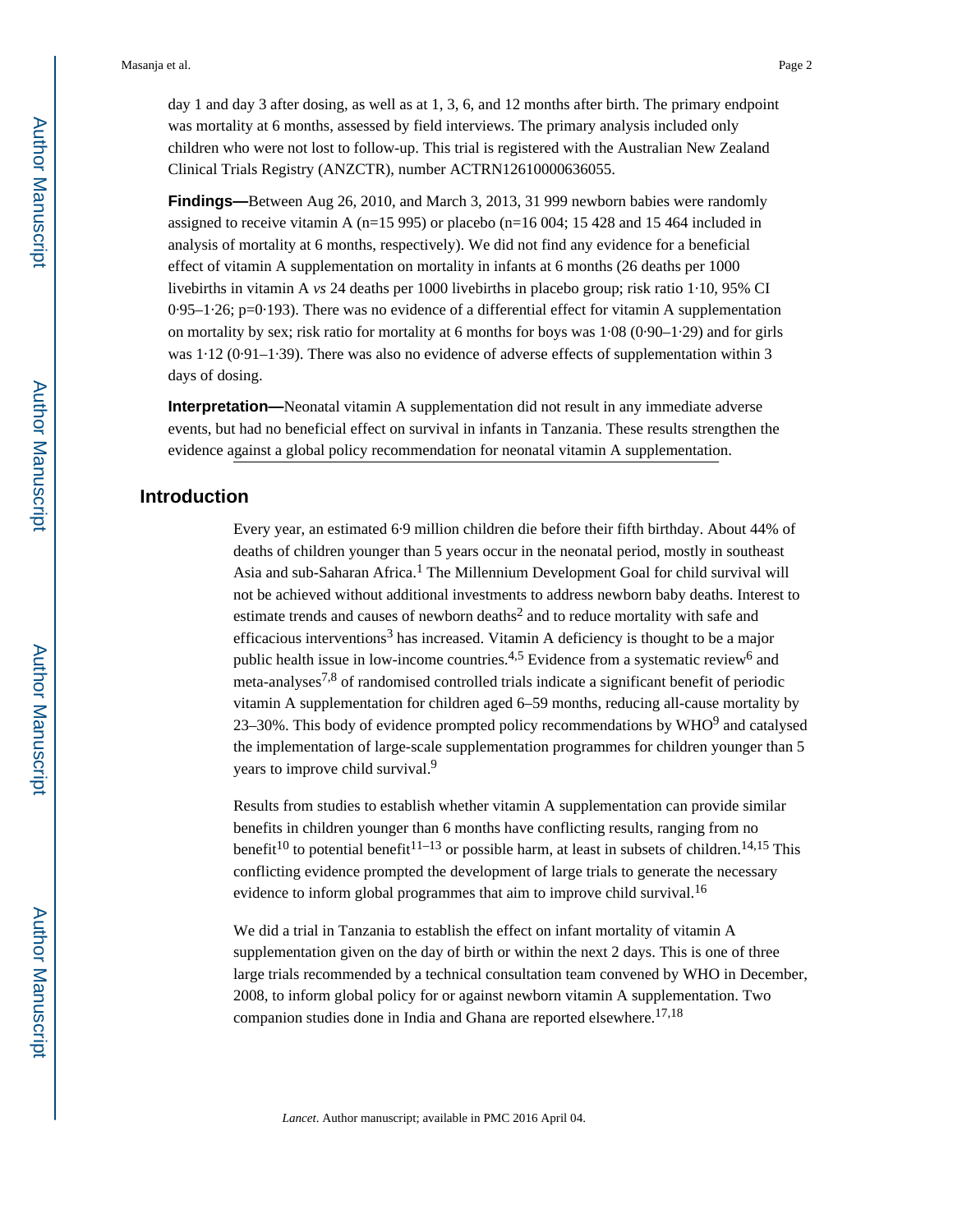day 1 and day 3 after dosing, as well as at 1, 3, 6, and 12 months after birth. The primary endpoint was mortality at 6 months, assessed by field interviews. The primary analysis included only children who were not lost to follow-up. This trial is registered with the Australian New Zealand Clinical Trials Registry (ANZCTR), number ACTRN12610000636055.

**Findings—**Between Aug 26, 2010, and March 3, 2013, 31 999 newborn babies were randomly assigned to receive vitamin A (n=15 995) or placebo (n=16 004; 15 428 and 15 464 included in analysis of mortality at 6 months, respectively). We did not find any evidence for a beneficial effect of vitamin A supplementation on mortality in infants at 6 months (26 deaths per 1000 livebirths in vitamin A *vs* 24 deaths per 1000 livebirths in placebo group; risk ratio 1·10, 95% CI 0·95–1·26; p=0·193). There was no evidence of a differential effect for vitamin A supplementation on mortality by sex; risk ratio for mortality at 6 months for boys was 1·08 (0·90–1·29) and for girls was 1·12 (0·91–1·39). There was also no evidence of adverse effects of supplementation within 3 days of dosing.

**Interpretation—**Neonatal vitamin A supplementation did not result in any immediate adverse events, but had no beneficial effect on survival in infants in Tanzania. These results strengthen the evidence against a global policy recommendation for neonatal vitamin A supplementation.

## Introduction

Every year, an estimated 6·9 million children die before their fifth birthday. About 44% of deaths of children younger than 5 years occur in the neonatal period, mostly in southeast Asia and sub-Saharan Africa.[1] The Millennium Development Goal for child survival will not be achieved without additional investments to address newborn baby deaths. Interest to estimate trends and causes of newborn deaths[2] and to reduce mortality with safe and efficacious interventions[3] has increased. Vitamin A deficiency is thought to be a major public health issue in low-income countries.[4,5] Evidence from a systematic review[6] and meta-analyses[7,8] of randomised controlled trials indicate a significant benefit of periodic vitamin A supplementation for children aged 6–59 months, reducing all-cause mortality by 23–30%. This body of evidence prompted policy recommendations by WHO[9] and catalysed the implementation of large-scale supplementation programmes for children younger than 5 years to improve child survival.[9]

Results from studies to establish whether vitamin A supplementation can provide similar benefits in children younger than 6 months have conflicting results, ranging from no benefit[10] to potential benefit[11–13] or possible harm, at least in subsets of children.[14,15] This conflicting evidence prompted the development of large trials to generate the necessary evidence to inform global programmes that aim to improve child survival.[16]

We did a trial in Tanzania to establish the effect on infant mortality of vitamin A supplementation given on the day of birth or within the next 2 days. This is one of three large trials recommended by a technical consultation team convened by WHO in December, 2008, to inform global policy for or against newborn vitamin A supplementation. Two companion studies done in India and Ghana are reported elsewhere.[17,18]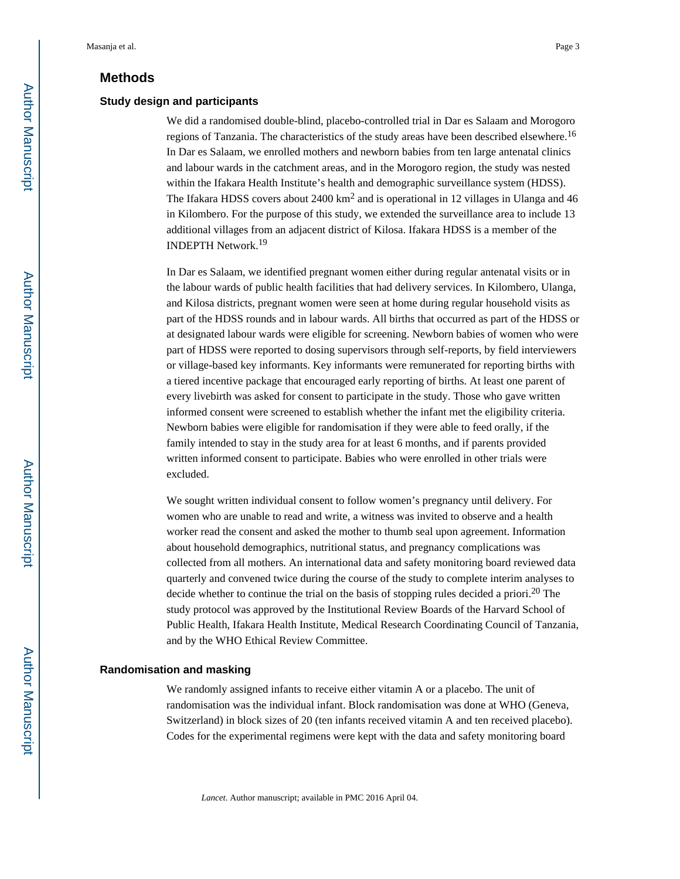## Methods

### Study design and participants

We did a randomised double-blind, placebo-controlled trial in Dar es Salaam and Morogoro regions of Tanzania. The characteristics of the study areas have been described elsewhere.[16] In Dar es Salaam, we enrolled mothers and newborn babies from ten large antenatal clinics and labour wards in the catchment areas, and in the Morogoro region, the study was nested within the Ifakara Health Institute's health and demographic surveillance system (HDSS). The Ifakara HDSS covers about 2400 $km^2$ and is operational in 12 villages in Ulanga and 46 in Kilombero. For the purpose of this study, we extended the surveillance area to include 13 additional villages from an adjacent district of Kilosa. Ifakara HDSS is a member of the INDEPTH Network.[19]

In Dar es Salaam, we identified pregnant women either during regular antenatal visits or in the labour wards of public health facilities that had delivery services. In Kilombero, Ulanga, and Kilosa districts, pregnant women were seen at home during regular household visits as part of the HDSS rounds and in labour wards. All births that occurred as part of the HDSS or at designated labour wards were eligible for screening. Newborn babies of women who were part of HDSS were reported to dosing supervisors through self-reports, by field interviewers or village-based key informants. Key informants were remunerated for reporting births with a tiered incentive package that encouraged early reporting of births. At least one parent of every livebirth was asked for consent to participate in the study. Those who gave written informed consent were screened to establish whether the infant met the eligibility criteria. Newborn babies were eligible for randomisation if they were able to feed orally, if the family intended to stay in the study area for at least 6 months, and if parents provided written informed consent to participate. Babies who were enrolled in other trials were excluded.

We sought written individual consent to follow women's pregnancy until delivery. For women who are unable to read and write, a witness was invited to observe and a health worker read the consent and asked the mother to thumb seal upon agreement. Information about household demographics, nutritional status, and pregnancy complications was collected from all mothers. An international data and safety monitoring board reviewed data quarterly and convened twice during the course of the study to complete interim analyses to decide whether to continue the trial on the basis of stopping rules decided a priori.[20] The study protocol was approved by the Institutional Review Boards of the Harvard School of Public Health, Ifakara Health Institute, Medical Research Coordinating Council of Tanzania, and by the WHO Ethical Review Committee.

### Randomisation and masking

We randomly assigned infants to receive either vitamin A or a placebo. The unit of randomisation was the individual infant. Block randomisation was done at WHO (Geneva, Switzerland) in block sizes of 20 (ten infants received vitamin A and ten received placebo). Codes for the experimental regimens were kept with the data and safety monitoring board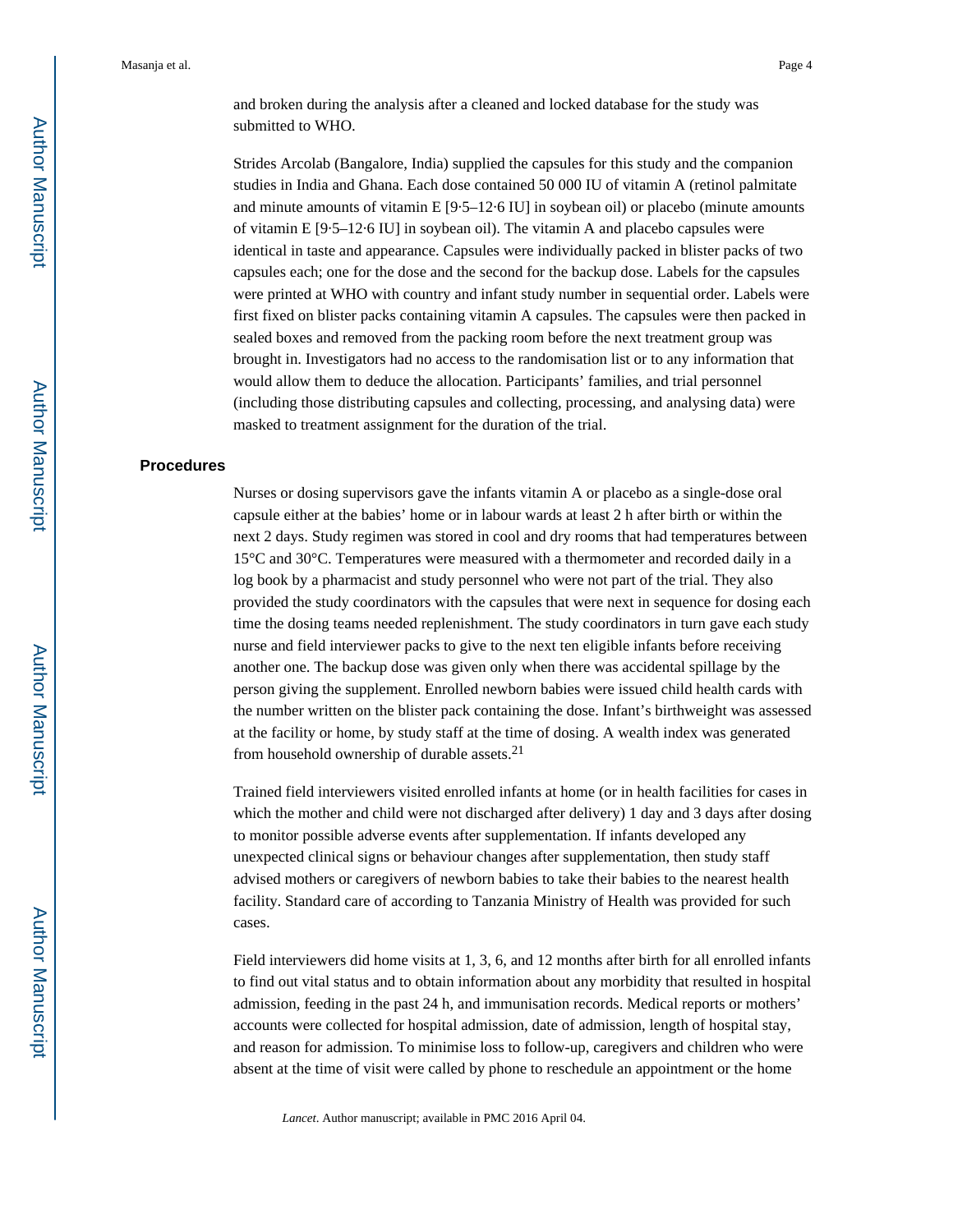and broken during the analysis after a cleaned and locked database for the study was submitted to WHO.

Strides Arcolab (Bangalore, India) supplied the capsules for this study and the companion studies in India and Ghana. Each dose contained 50 000 IU of vitamin A (retinol palmitate and minute amounts of vitamin E [9·5–12·6 IU] in soybean oil) or placebo (minute amounts of vitamin E [9·5–12·6 IU] in soybean oil). The vitamin A and placebo capsules were identical in taste and appearance. Capsules were individually packed in blister packs of two capsules each; one for the dose and the second for the backup dose. Labels for the capsules were printed at WHO with country and infant study number in sequential order. Labels were first fixed on blister packs containing vitamin A capsules. The capsules were then packed in sealed boxes and removed from the packing room before the next treatment group was brought in. Investigators had no access to the randomisation list or to any information that would allow them to deduce the allocation. Participants' families, and trial personnel (including those distributing capsules and collecting, processing, and analysing data) were masked to treatment assignment for the duration of the trial.

### Procedures

Nurses or dosing supervisors gave the infants vitamin A or placebo as a single-dose oral capsule either at the babies' home or in labour wards at least 2 h after birth or within the next 2 days. Study regimen was stored in cool and dry rooms that had temperatures between 15°C and 30°C. Temperatures were measured with a thermometer and recorded daily in a log book by a pharmacist and study personnel who were not part of the trial. They also provided the study coordinators with the capsules that were next in sequence for dosing each time the dosing teams needed replenishment. The study coordinators in turn gave each study nurse and field interviewer packs to give to the next ten eligible infants before receiving another one. The backup dose was given only when there was accidental spillage by the person giving the supplement. Enrolled newborn babies were issued child health cards with the number written on the blister pack containing the dose. Infant's birthweight was assessed at the facility or home, by study staff at the time of dosing. A wealth index was generated from household ownership of durable assets.[21]

Trained field interviewers visited enrolled infants at home (or in health facilities for cases in which the mother and child were not discharged after delivery) 1 day and 3 days after dosing to monitor possible adverse events after supplementation. If infants developed any unexpected clinical signs or behaviour changes after supplementation, then study staff advised mothers or caregivers of newborn babies to take their babies to the nearest health facility. Standard care of according to Tanzania Ministry of Health was provided for such cases.

Field interviewers did home visits at 1, 3, 6, and 12 months after birth for all enrolled infants to find out vital status and to obtain information about any morbidity that resulted in hospital admission, feeding in the past 24 h, and immunisation records. Medical reports or mothers' accounts were collected for hospital admission, date of admission, length of hospital stay, and reason for admission. To minimise loss to follow-up, caregivers and children who were absent at the time of visit were called by phone to reschedule an appointment or the home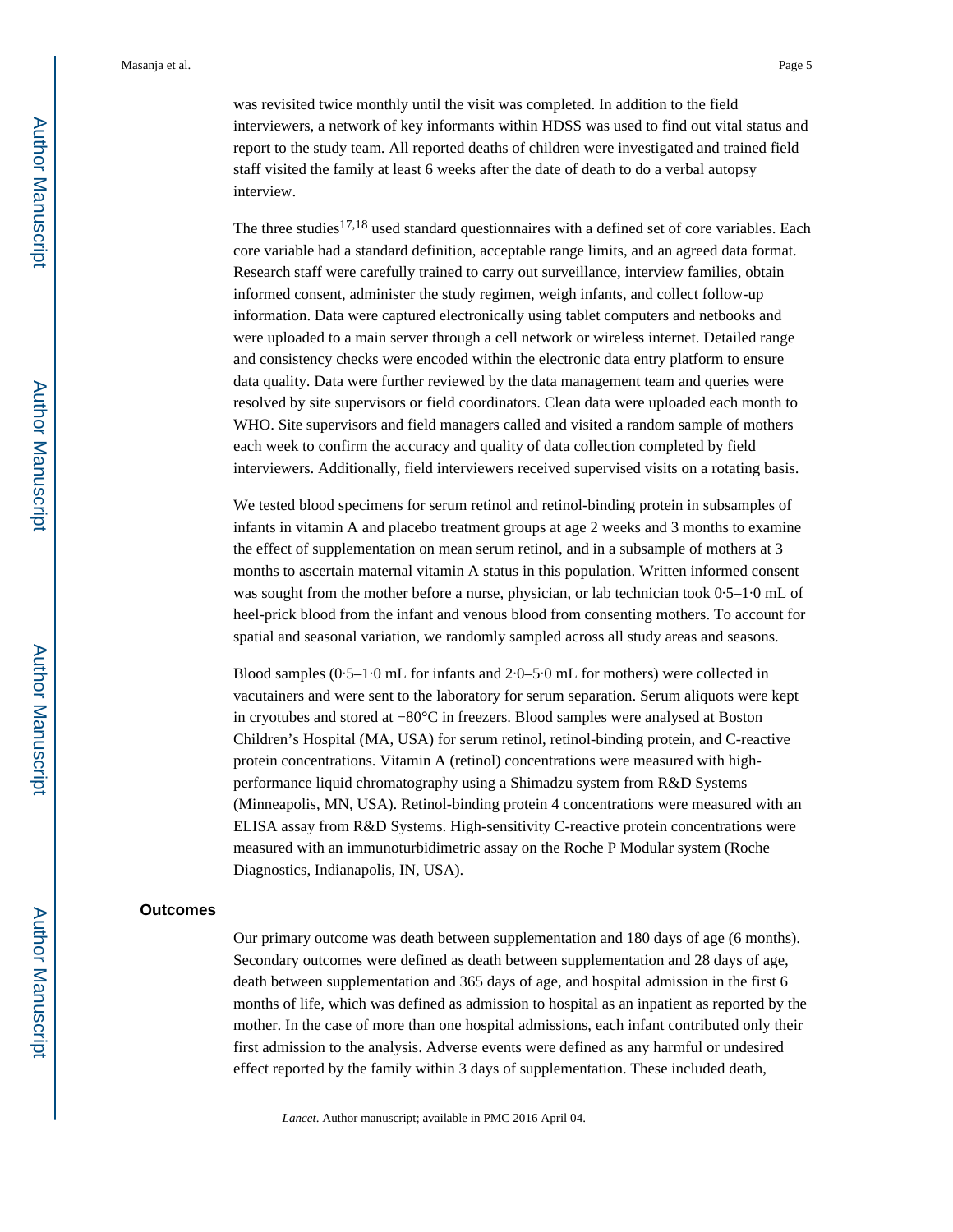was revisited twice monthly until the visit was completed. In addition to the field interviewers, a network of key informants within HDSS was used to find out vital status and report to the study team. All reported deaths of children were investigated and trained field staff visited the family at least 6 weeks after the date of death to do a verbal autopsy interview.

The three studies[17,18] used standard questionnaires with a defined set of core variables. Each core variable had a standard definition, acceptable range limits, and an agreed data format. Research staff were carefully trained to carry out surveillance, interview families, obtain informed consent, administer the study regimen, weigh infants, and collect follow-up information. Data were captured electronically using tablet computers and netbooks and were uploaded to a main server through a cell network or wireless internet. Detailed range and consistency checks were encoded within the electronic data entry platform to ensure data quality. Data were further reviewed by the data management team and queries were resolved by site supervisors or field coordinators. Clean data were uploaded each month to WHO. Site supervisors and field managers called and visited a random sample of mothers each week to confirm the accuracy and quality of data collection completed by field interviewers. Additionally, field interviewers received supervised visits on a rotating basis.

We tested blood specimens for serum retinol and retinol-binding protein in subsamples of infants in vitamin A and placebo treatment groups at age 2 weeks and 3 months to examine the effect of supplementation on mean serum retinol, and in a subsample of mothers at 3 months to ascertain maternal vitamin A status in this population. Written informed consent was sought from the mother before a nurse, physician, or lab technician took 0·5–1·0 mL of heel-prick blood from the infant and venous blood from consenting mothers. To account for spatial and seasonal variation, we randomly sampled across all study areas and seasons.

Blood samples (0·5–1·0 mL for infants and 2·0–5·0 mL for mothers) were collected in vacutainers and were sent to the laboratory for serum separation. Serum aliquots were kept in cryotubes and stored at −80°C in freezers. Blood samples were analysed at Boston Children's Hospital (MA, USA) for serum retinol, retinol-binding protein, and C-reactive protein concentrations. Vitamin A (retinol) concentrations were measured with high-performance liquid chromatography using a Shimadzu system from R&D Systems (Minneapolis, MN, USA). Retinol-binding protein 4 concentrations were measured with an ELISA assay from R&D Systems. High-sensitivity C-reactive protein concentrations were measured with an immunoturbidimetric assay on the Roche P Modular system (Roche Diagnostics, Indianapolis, IN, USA).

## Outcomes

Our primary outcome was death between supplementation and 180 days of age (6 months). Secondary outcomes were defined as death between supplementation and 28 days of age, death between supplementation and 365 days of age, and hospital admission in the first 6 months of life, which was defined as admission to hospital as an inpatient as reported by the mother. In the case of more than one hospital admissions, each infant contributed only their first admission to the analysis. Adverse events were defined as any harmful or undesired effect reported by the family within 3 days of supplementation. These included death,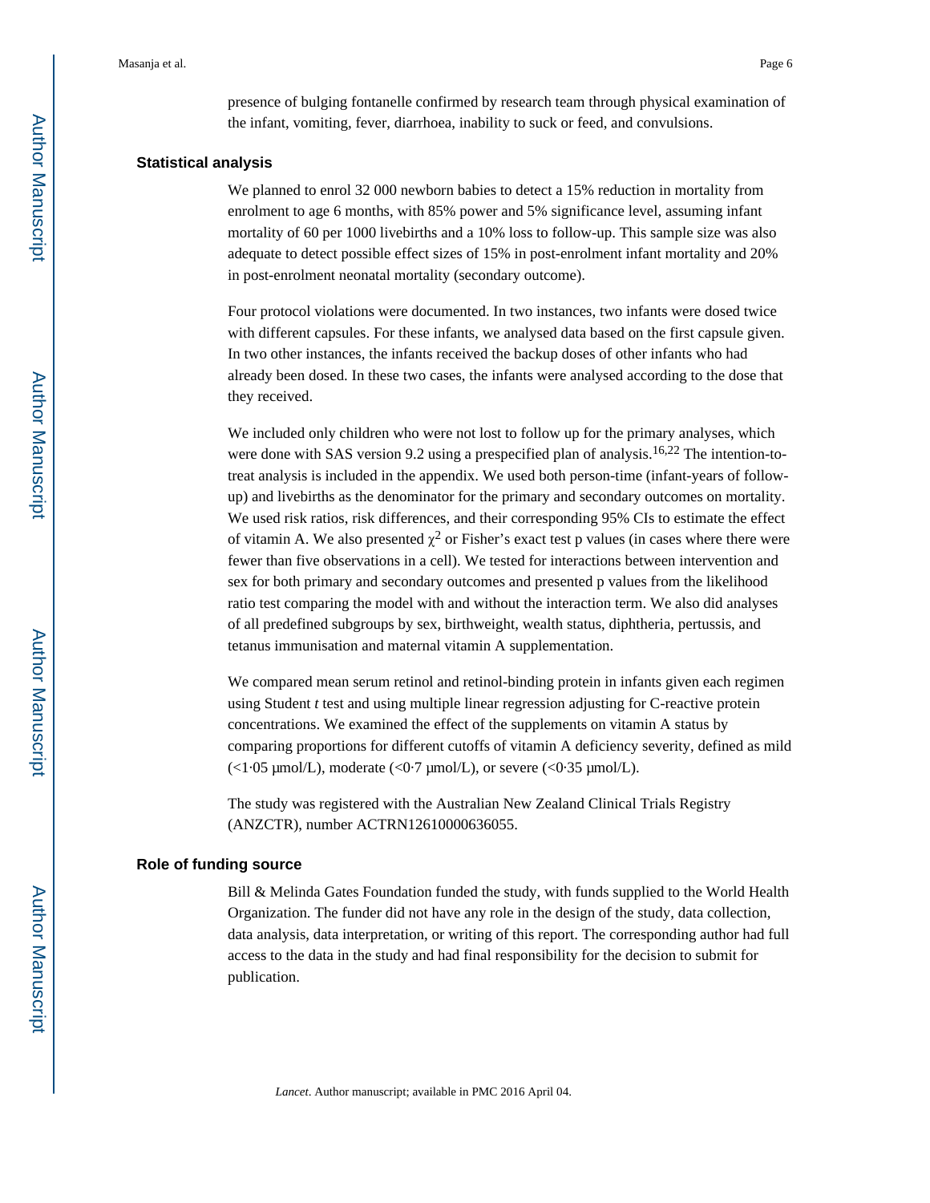presence of bulging fontanelle confirmed by research team through physical examination of the infant, vomiting, fever, diarrhoea, inability to suck or feed, and convulsions.

## Statistical analysis

We planned to enrol 32 000 newborn babies to detect a 15% reduction in mortality from enrolment to age 6 months, with 85% power and 5% significance level, assuming infant mortality of 60 per 1000 livebirths and a 10% loss to follow-up. This sample size was also adequate to detect possible effect sizes of 15% in post-enrolment infant mortality and 20% in post-enrolment neonatal mortality (secondary outcome).

Four protocol violations were documented. In two instances, two infants were dosed twice with different capsules. For these infants, we analysed data based on the first capsule given. In two other instances, the infants received the backup doses of other infants who had already been dosed. In these two cases, the infants were analysed according to the dose that they received.

We included only children who were not lost to follow up for the primary analyses, which were done with SAS version 9.2 using a prespecified plan of analysis.[16,22] The intention-to-treat analysis is included in the appendix. We used both person-time (infant-years of follow-up) and livebirths as the denominator for the primary and secondary outcomes on mortality. We used risk ratios, risk differences, and their corresponding 95% CIs to estimate the effect of vitamin A. We also presented $\chi^2$ or Fisher's exact test p values (in cases where there were fewer than five observations in a cell). We tested for interactions between intervention and sex for both primary and secondary outcomes and presented p values from the likelihood ratio test comparing the model with and without the interaction term. We also did analyses of all predefined subgroups by sex, birthweight, wealth status, diphtheria, pertussis, and tetanus immunisation and maternal vitamin A supplementation.

We compared mean serum retinol and retinol-binding protein in infants given each regimen using Student *t* test and using multiple linear regression adjusting for C-reactive protein concentrations. We examined the effect of the supplements on vitamin A status by comparing proportions for different cutoffs of vitamin A deficiency severity, defined as mild (<1·05 μmol/L), moderate (<0·7 μmol/L), or severe (<0·35 μmol/L).

The study was registered with the Australian New Zealand Clinical Trials Registry (ANZCTR), number ACTRN12610000636055.

## Role of funding source

Bill & Melinda Gates Foundation funded the study, with funds supplied to the World Health Organization. The funder did not have any role in the design of the study, data collection, data analysis, data interpretation, or writing of this report. The corresponding author had full access to the data in the study and had final responsibility for the decision to submit for publication.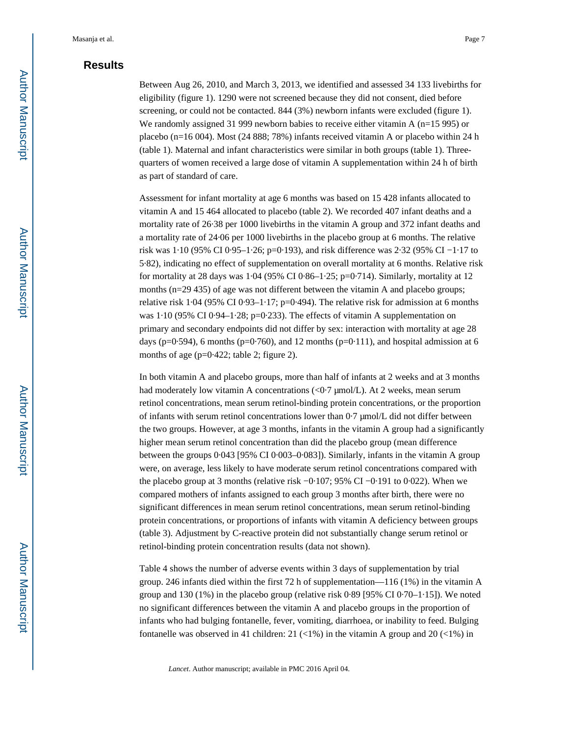## Results

Between Aug 26, 2010, and March 3, 2013, we identified and assessed 34 133 livebirths for eligibility (figure 1). 1290 were not screened because they did not consent, died before screening, or could not be contacted. 844 (3%) newborn infants were excluded (figure 1). We randomly assigned 31 999 newborn babies to receive either vitamin A (n=15 995) or placebo (n=16 004). Most (24 888; 78%) infants received vitamin A or placebo within 24 h (table 1). Maternal and infant characteristics were similar in both groups (table 1). Three-quarters of women received a large dose of vitamin A supplementation within 24 h of birth as part of standard of care.

Assessment for infant mortality at age 6 months was based on 15 428 infants allocated to vitamin A and 15 464 allocated to placebo (table 2). We recorded 407 infant deaths and a mortality rate of 26·38 per 1000 livebirths in the vitamin A group and 372 infant deaths and a mortality rate of 24·06 per 1000 livebirths in the placebo group at 6 months. The relative risk was 1·10 (95% CI 0·95–1·26; p=0·193), and risk difference was 2·32 (95% CI −1·17 to 5·82), indicating no effect of supplementation on overall mortality at 6 months. Relative risk for mortality at 28 days was 1·04 (95% CI 0·86–1·25; p=0·714). Similarly, mortality at 12 months (n=29 435) of age was not different between the vitamin A and placebo groups; relative risk 1·04 (95% CI 0·93–1·17; p=0·494). The relative risk for admission at 6 months was 1·10 (95% CI 0·94–1·28; p=0·233). The effects of vitamin A supplementation on primary and secondary endpoints did not differ by sex: interaction with mortality at age 28 days (p=0·594), 6 months (p=0·760), and 12 months (p=0·111), and hospital admission at 6 months of age (p=0·422; table 2; figure 2).

In both vitamin A and placebo groups, more than half of infants at 2 weeks and at 3 months had moderately low vitamin A concentrations (<0·7 μmol/L). At 2 weeks, mean serum retinol concentrations, mean serum retinol-binding protein concentrations, or the proportion of infants with serum retinol concentrations lower than 0·7 μmol/L did not differ between the two groups. However, at age 3 months, infants in the vitamin A group had a significantly higher mean serum retinol concentration than did the placebo group (mean difference between the groups 0·043 [95% CI 0·003–0·083]). Similarly, infants in the vitamin A group were, on average, less likely to have moderate serum retinol concentrations compared with the placebo group at 3 months (relative risk −0·107; 95% CI −0·191 to 0·022). When we compared mothers of infants assigned to each group 3 months after birth, there were no significant differences in mean serum retinol concentrations, mean serum retinol-binding protein concentrations, or proportions of infants with vitamin A deficiency between groups (table 3). Adjustment by C-reactive protein did not substantially change serum retinol or retinol-binding protein concentration results (data not shown).

Table 4 shows the number of adverse events within 3 days of supplementation by trial group. 246 infants died within the first 72 h of supplementation—116 (1%) in the vitamin A group and 130 (1%) in the placebo group (relative risk 0·89 [95% CI 0·70–1·15]). We noted no significant differences between the vitamin A and placebo groups in the proportion of infants who had bulging fontanelle, fever, vomiting, diarrhoea, or inability to feed. Bulging fontanelle was observed in 41 children: 21 (<1%) in the vitamin A group and 20 (<1%) in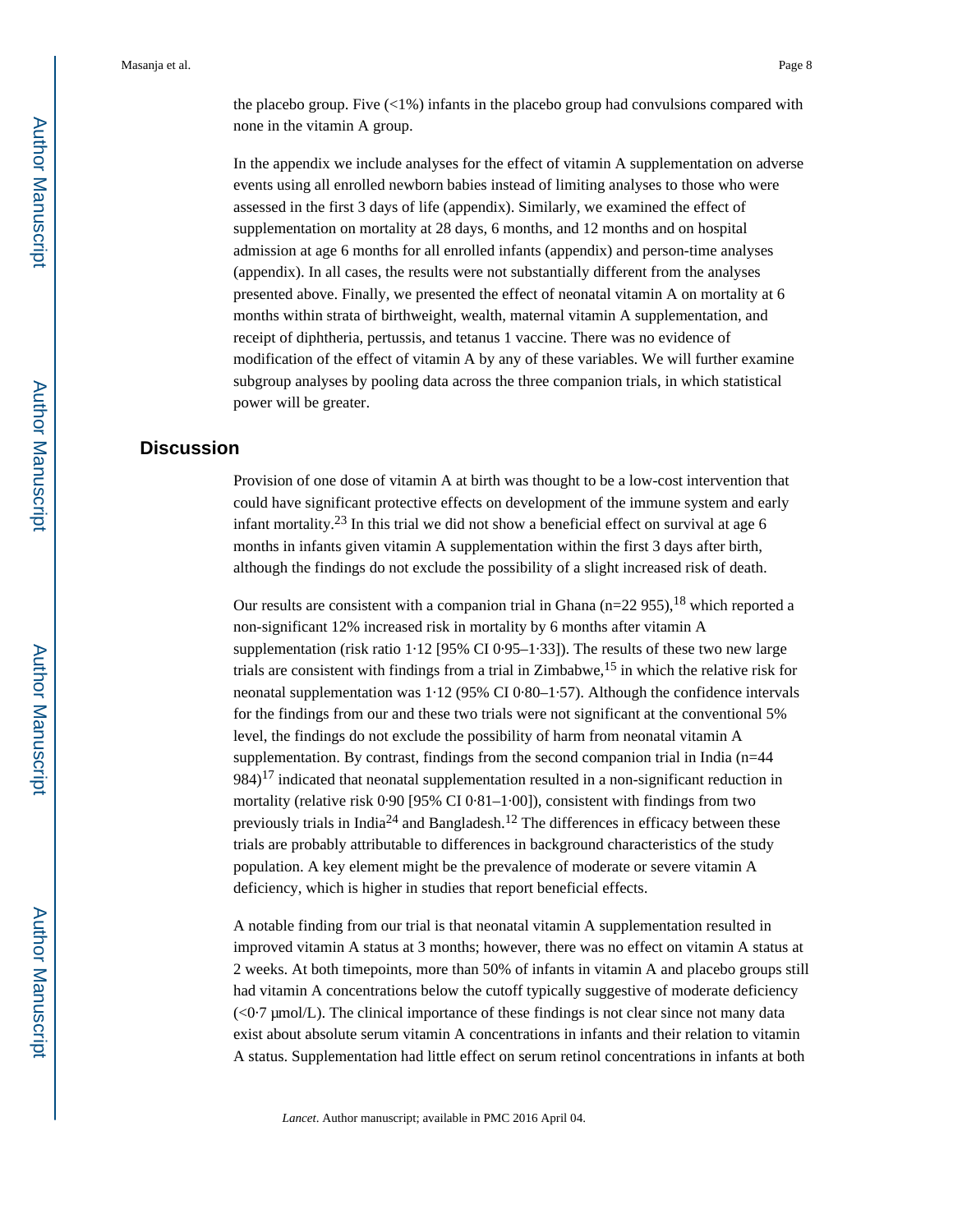the placebo group. Five (<1%) infants in the placebo group had convulsions compared with none in the vitamin A group.

In the appendix we include analyses for the effect of vitamin A supplementation on adverse events using all enrolled newborn babies instead of limiting analyses to those who were assessed in the first 3 days of life (appendix). Similarly, we examined the effect of supplementation on mortality at 28 days, 6 months, and 12 months and on hospital admission at age 6 months for all enrolled infants (appendix) and person-time analyses (appendix). In all cases, the results were not substantially different from the analyses presented above. Finally, we presented the effect of neonatal vitamin A on mortality at 6 months within strata of birthweight, wealth, maternal vitamin A supplementation, and receipt of diphtheria, pertussis, and tetanus 1 vaccine. There was no evidence of modification of the effect of vitamin A by any of these variables. We will further examine subgroup analyses by pooling data across the three companion trials, in which statistical power will be greater.

## Discussion

Provision of one dose of vitamin A at birth was thought to be a low-cost intervention that could have significant protective effects on development of the immune system and early infant mortality.[23] In this trial we did not show a beneficial effect on survival at age 6 months in infants given vitamin A supplementation within the first 3 days after birth, although the findings do not exclude the possibility of a slight increased risk of death.

Our results are consistent with a companion trial in Ghana (n=22 955),[18] which reported a non-significant 12% increased risk in mortality by 6 months after vitamin A supplementation (risk ratio 1·12 [95% CI 0·95–1·33]). The results of these two new large trials are consistent with findings from a trial in Zimbabwe,[15] in which the relative risk for neonatal supplementation was 1·12 (95% CI 0·80–1·57). Although the confidence intervals for the findings from our and these two trials were not significant at the conventional 5% level, the findings do not exclude the possibility of harm from neonatal vitamin A supplementation. By contrast, findings from the second companion trial in India (n=44 984)[17] indicated that neonatal supplementation resulted in a non-significant reduction in mortality (relative risk 0·90 [95% CI 0·81–1·00]), consistent with findings from two previously trials in India[24] and Bangladesh.[12] The differences in efficacy between these trials are probably attributable to differences in background characteristics of the study population. A key element might be the prevalence of moderate or severe vitamin A deficiency, which is higher in studies that report beneficial effects.

A notable finding from our trial is that neonatal vitamin A supplementation resulted in improved vitamin A status at 3 months; however, there was no effect on vitamin A status at 2 weeks. At both timepoints, more than 50% of infants in vitamin A and placebo groups still had vitamin A concentrations below the cutoff typically suggestive of moderate deficiency (<0·7 μmol/L). The clinical importance of these findings is not clear since not many data exist about absolute serum vitamin A concentrations in infants and their relation to vitamin A status. Supplementation had little effect on serum retinol concentrations in infants at both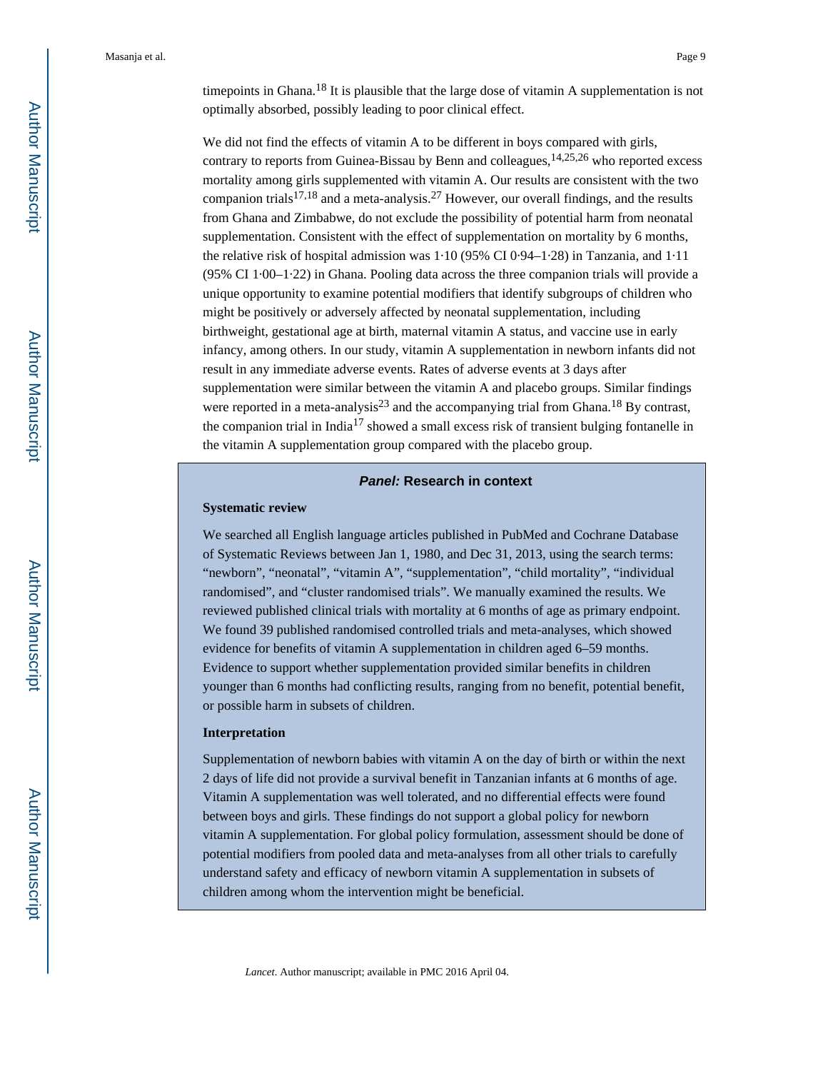timepoints in Ghana.[18] It is plausible that the large dose of vitamin A supplementation is not optimally absorbed, possibly leading to poor clinical effect.

We did not find the effects of vitamin A to be different in boys compared with girls, contrary to reports from Guinea-Bissau by Benn and colleagues,[14,25,26] who reported excess mortality among girls supplemented with vitamin A. Our results are consistent with the two companion trials[17,18] and a meta-analysis.[27] However, our overall findings, and the results from Ghana and Zimbabwe, do not exclude the possibility of potential harm from neonatal supplementation. Consistent with the effect of supplementation on mortality by 6 months, the relative risk of hospital admission was 1·10 (95% CI 0·94–1·28) in Tanzania, and 1·11 (95% CI 1·00–1·22) in Ghana. Pooling data across the three companion trials will provide a unique opportunity to examine potential modifiers that identify subgroups of children who might be positively or adversely affected by neonatal supplementation, including birthweight, gestational age at birth, maternal vitamin A status, and vaccine use in early infancy, among others. In our study, vitamin A supplementation in newborn infants did not result in any immediate adverse events. Rates of adverse events at 3 days after supplementation were similar between the vitamin A and placebo groups. Similar findings were reported in a meta-analysis[23] and the accompanying trial from Ghana.[18] By contrast, the companion trial in India[17] showed a small excess risk of transient bulging fontanelle in the vitamin A supplementation group compared with the placebo group.

### *Panel:* Research in context

**Systematic review**

We searched all English language articles published in PubMed and Cochrane Database of Systematic Reviews between Jan 1, 1980, and Dec 31, 2013, using the search terms: "newborn", "neonatal", "vitamin A", "supplementation", "child mortality", "individual randomised", and "cluster randomised trials". We manually examined the results. We reviewed published clinical trials with mortality at 6 months of age as primary endpoint. We found 39 published randomised controlled trials and meta-analyses, which showed evidence for benefits of vitamin A supplementation in children aged 6–59 months. Evidence to support whether supplementation provided similar benefits in children younger than 6 months had conflicting results, ranging from no benefit, potential benefit, or possible harm in subsets of children.

**Interpretation**

Supplementation of newborn babies with vitamin A on the day of birth or within the next 2 days of life did not provide a survival benefit in Tanzanian infants at 6 months of age. Vitamin A supplementation was well tolerated, and no differential effects were found between boys and girls. These findings do not support a global policy for newborn vitamin A supplementation. For global policy formulation, assessment should be done of potential modifiers from pooled data and meta-analyses from all other trials to carefully understand safety and efficacy of newborn vitamin A supplementation in subsets of children among whom the intervention might be beneficial.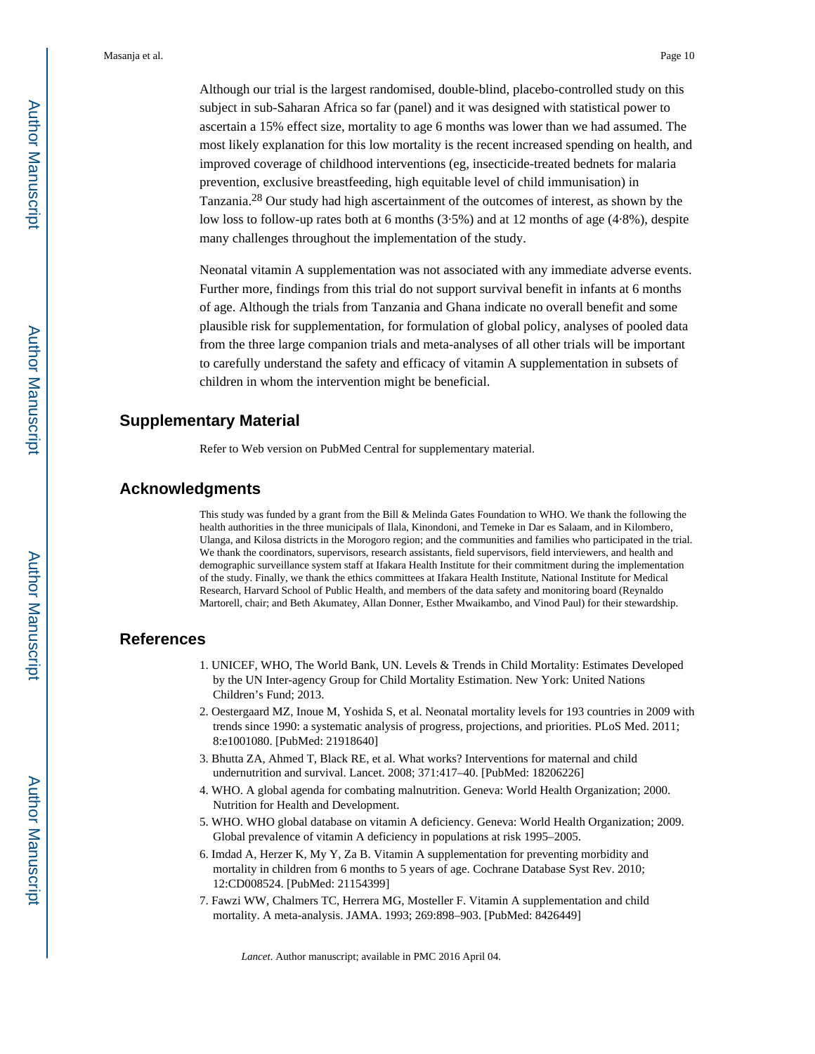Although our trial is the largest randomised, double-blind, placebo-controlled study on this subject in sub-Saharan Africa so far (panel) and it was designed with statistical power to ascertain a 15% effect size, mortality to age 6 months was lower than we had assumed. The most likely explanation for this low mortality is the recent increased spending on health, and improved coverage of childhood interventions (eg, insecticide-treated bednets for malaria prevention, exclusive breastfeeding, high equitable level of child immunisation) in Tanzania.[28] Our study had high ascertainment of the outcomes of interest, as shown by the low loss to follow-up rates both at 6 months (3·5%) and at 12 months of age (4·8%), despite many challenges throughout the implementation of the study.

Neonatal vitamin A supplementation was not associated with any immediate adverse events. Further more, findings from this trial do not support survival benefit in infants at 6 months of age. Although the trials from Tanzania and Ghana indicate no overall benefit and some plausible risk for supplementation, for formulation of global policy, analyses of pooled data from the three large companion trials and meta-analyses of all other trials will be important to carefully understand the safety and efficacy of vitamin A supplementation in subsets of children in whom the intervention might be beneficial.

## Supplementary Material

Refer to Web version on PubMed Central for supplementary material.

## Acknowledgments

This study was funded by a grant from the Bill & Melinda Gates Foundation to WHO. We thank the following the health authorities in the three municipals of Ilala, Kinondoni, and Temeke in Dar es Salaam, and in Kilombero, Ulanga, and Kilosa districts in the Morogoro region; and the communities and families who participated in the trial. We thank the coordinators, supervisors, research assistants, field supervisors, field interviewers, and health and demographic surveillance system staff at Ifakara Health Institute for their commitment during the implementation of the study. Finally, we thank the ethics committees at Ifakara Health Institute, National Institute for Medical Research, Harvard School of Public Health, and members of the data safety and monitoring board (Reynaldo Martorell, chair; and Beth Akumatey, Allan Donner, Esther Mwaikambo, and Vinod Paul) for their stewardship.

## References

1. UNICEF, WHO, The World Bank, UN. Levels & Trends in Child Mortality: Estimates Developed by the UN Inter-agency Group for Child Mortality Estimation. New York: United Nations Children's Fund; 2013.
2. Oestergaard MZ, Inoue M, Yoshida S, et al. Neonatal mortality levels for 193 countries in 2009 with trends since 1990: a systematic analysis of progress, projections, and priorities. PLoS Med. 2011; 8:e1001080. [PubMed: 21918640]
3. Bhutta ZA, Ahmed T, Black RE, et al. What works? Interventions for maternal and child undernutrition and survival. Lancet. 2008; 371:417–40. [PubMed: 18206226]
4. WHO. A global agenda for combating malnutrition. Geneva: World Health Organization; 2000. Nutrition for Health and Development.
5. WHO. WHO global database on vitamin A deficiency. Geneva: World Health Organization; 2009. Global prevalence of vitamin A deficiency in populations at risk 1995–2005.
6. Imdad A, Herzer K, My Y, Za B. Vitamin A supplementation for preventing morbidity and mortality in children from 6 months to 5 years of age. Cochrane Database Syst Rev. 2010; 12:CD008524. [PubMed: 21154399]
7. Fawzi WW, Chalmers TC, Herrera MG, Mosteller F. Vitamin A supplementation and child mortality. A meta-analysis. JAMA. 1993; 269:898–903. [PubMed: 8426449]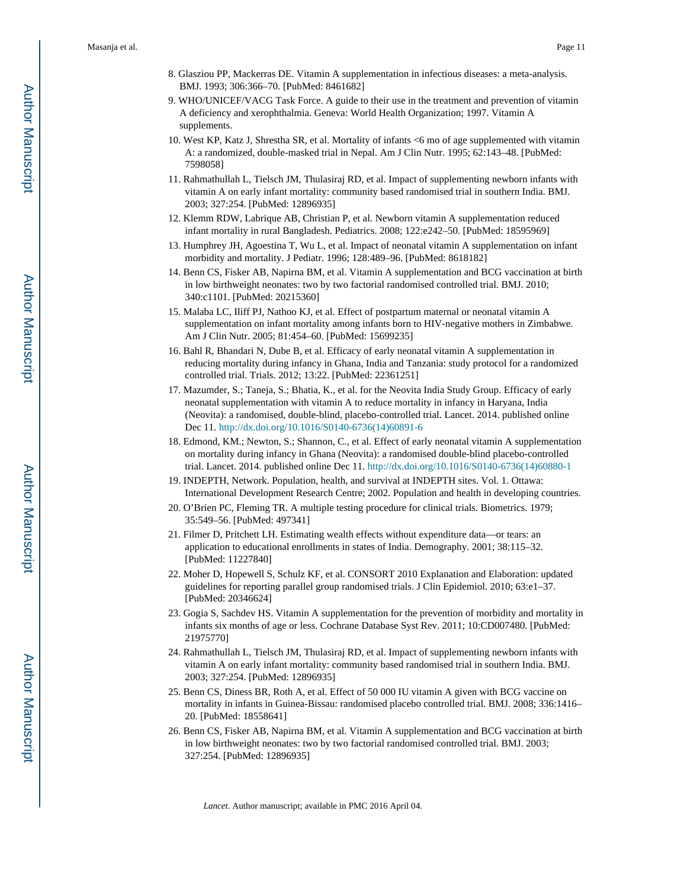8. Glasziou PP, Mackerras DE. Vitamin A supplementation in infectious diseases: a meta-analysis. BMJ. 1993; 306:366–70. [PubMed: 8461682]
9. WHO/UNICEF/VACG Task Force. A guide to their use in the treatment and prevention of vitamin A deficiency and xerophthalmia. Geneva: World Health Organization; 1997. Vitamin A supplements.
10. West KP, Katz J, Shrestha SR, et al. Mortality of infants <6 mo of age supplemented with vitamin A: a randomized, double-masked trial in Nepal. Am J Clin Nutr. 1995; 62:143–48. [PubMed: 7598058]
11. Rahmathullah L, Tielsch JM, Thulasiraj RD, et al. Impact of supplementing newborn infants with vitamin A on early infant mortality: community based randomised trial in southern India. BMJ. 2003; 327:254. [PubMed: 12896935]
12. Klemm RDW, Labrique AB, Christian P, et al. Newborn vitamin A supplementation reduced infant mortality in rural Bangladesh. Pediatrics. 2008; 122:e242–50. [PubMed: 18595969]
13. Humphrey JH, Agoestina T, Wu L, et al. Impact of neonatal vitamin A supplementation on infant morbidity and mortality. J Pediatr. 1996; 128:489–96. [PubMed: 8618182]
14. Benn CS, Fisker AB, Napirna BM, et al. Vitamin A supplementation and BCG vaccination at birth in low birthweight neonates: two by two factorial randomised controlled trial. BMJ. 2010; 340:c1101. [PubMed: 20215360]
15. Malaba LC, Iliff PJ, Nathoo KJ, et al. Effect of postpartum maternal or neonatal vitamin A supplementation on infant mortality among infants born to HIV-negative mothers in Zimbabwe. Am J Clin Nutr. 2005; 81:454–60. [PubMed: 15699235]
16. Bahl R, Bhandari N, Dube B, et al. Efficacy of early neonatal vitamin A supplementation in reducing mortality during infancy in Ghana, India and Tanzania: study protocol for a randomized controlled trial. Trials. 2012; 13:22. [PubMed: 22361251]
17. Mazumder, S.; Taneja, S.; Bhatia, K., et al. for the Neovita India Study Group. Efficacy of early neonatal supplementation with vitamin A to reduce mortality in infancy in Haryana, India (Neovita): a randomised, double-blind, placebo-controlled trial. Lancet. 2014. published online Dec 11. http://dx.doi.org/10.1016/S0140-6736(14)60891-6
18. Edmond, KM.; Newton, S.; Shannon, C., et al. Effect of early neonatal vitamin A supplementation on mortality during infancy in Ghana (Neovita): a randomised double-blind placebo-controlled trial. Lancet. 2014. published online Dec 11. http://dx.doi.org/10.1016/S0140-6736(14)60880-1
19. INDEPTH, Network. Population, health, and survival at INDEPTH sites. Vol. 1. Ottawa: International Development Research Centre; 2002. Population and health in developing countries.
20. O'Brien PC, Fleming TR. A multiple testing procedure for clinical trials. Biometrics. 1979; 35:549–56. [PubMed: 497341]
21. Filmer D, Pritchett LH. Estimating wealth effects without expenditure data—or tears: an application to educational enrollments in states of India. Demography. 2001; 38:115–32. [PubMed: 11227840]
22. Moher D, Hopewell S, Schulz KF, et al. CONSORT 2010 Explanation and Elaboration: updated guidelines for reporting parallel group randomised trials. J Clin Epidemiol. 2010; 63:e1–37. [PubMed: 20346624]
23. Gogia S, Sachdev HS. Vitamin A supplementation for the prevention of morbidity and mortality in infants six months of age or less. Cochrane Database Syst Rev. 2011; 10:CD007480. [PubMed: 21975770]
24. Rahmathullah L, Tielsch JM, Thulasiraj RD, et al. Impact of supplementing newborn infants with vitamin A on early infant mortality: community based randomised trial in southern India. BMJ. 2003; 327:254. [PubMed: 12896935]
25. Benn CS, Diness BR, Roth A, et al. Effect of 50 000 IU vitamin A given with BCG vaccine on mortality in infants in Guinea-Bissau: randomised placebo controlled trial. BMJ. 2008; 336:1416–20. [PubMed: 18558641]
26. Benn CS, Fisker AB, Napirna BM, et al. Vitamin A supplementation and BCG vaccination at birth in low birthweight neonates: two by two factorial randomised controlled trial. BMJ. 2003; 327:254. [PubMed: 12896935]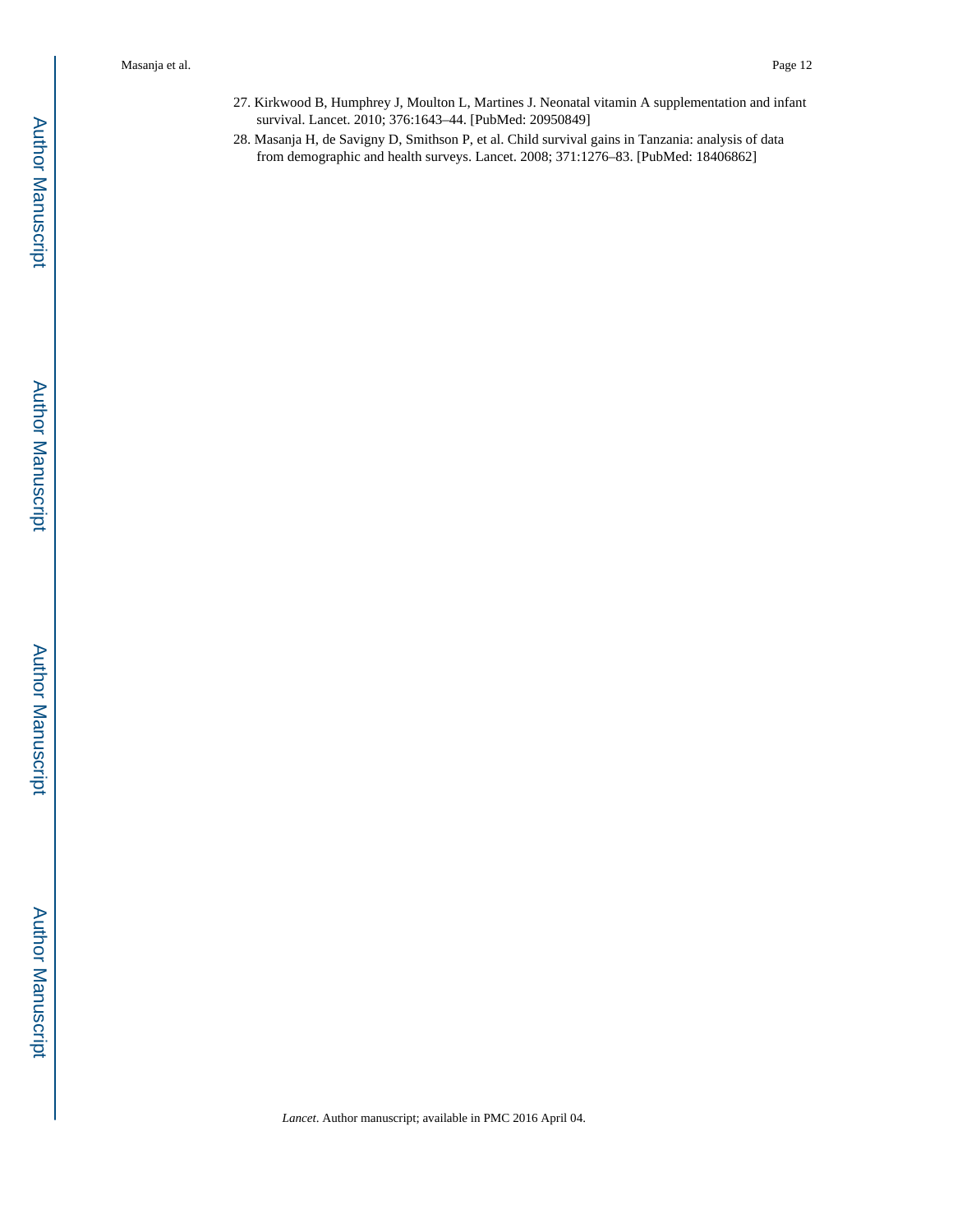27. Kirkwood B, Humphrey J, Moulton L, Martines J. Neonatal vitamin A supplementation and infant survival. Lancet. 2010; 376:1643–44. [PubMed: 20950849]
28. Masanja H, de Savigny D, Smithson P, et al. Child survival gains in Tanzania: analysis of data from demographic and health surveys. Lancet. 2008; 371:1276–83. [PubMed: 18406862]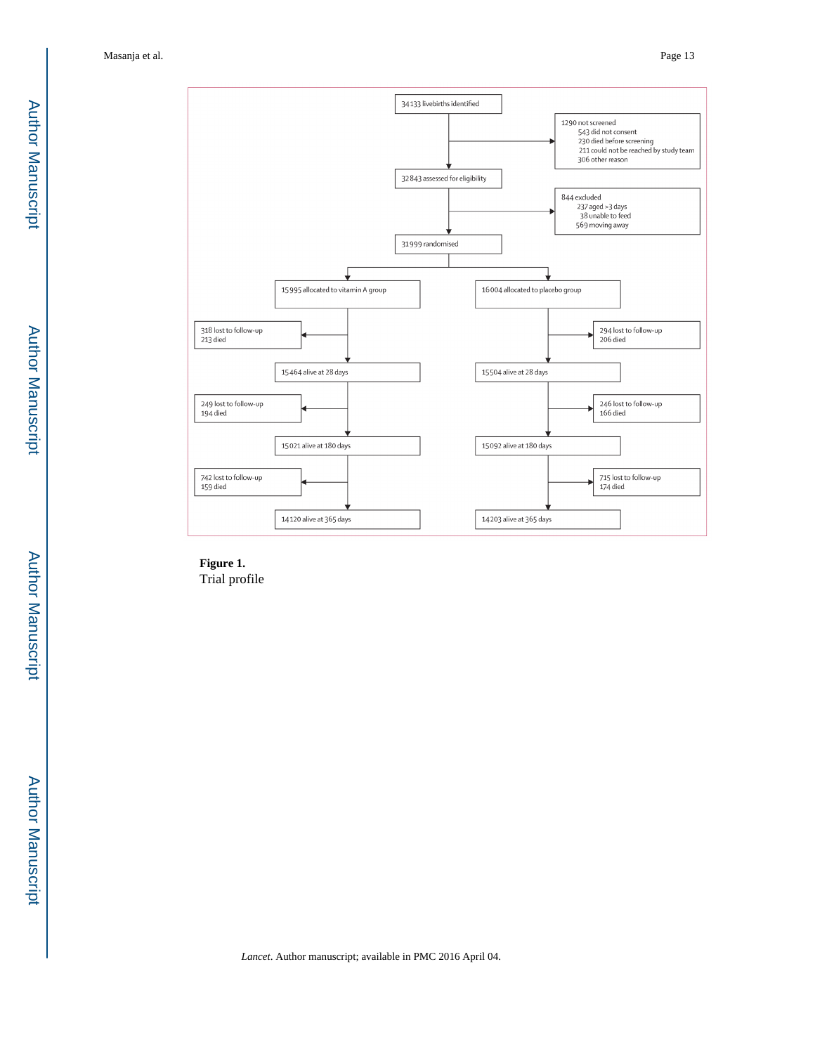34 133 livebirths identified

1290 not screened
- 543 did not consent
- 230 died before screening
- 211 could not be reached by study team
- 306 other reason

32 843 assessed for eligibility

844 excluded
- 237 aged >3 days
- 38 unable to feed
- 569 moving away

31 999 randomised

| Vitamin A group | Placebo group |
|---|---|
| 15 995 allocated to vitamin A group | 16 004 allocated to placebo group |
| 318 lost to follow-up; 213 died | 294 lost to follow-up; 206 died |
| 15 464 alive at 28 days | 15 504 alive at 28 days |
| 249 lost to follow-up; 194 died | 246 lost to follow-up; 166 died |
| 15 021 alive at 180 days | 15 092 alive at 180 days |
| 742 lost to follow-up; 159 died | 715 lost to follow-up; 174 died |
| 14 120 alive at 365 days | 14 203 alive at 365 days |

**Figure 1.**

Trial profile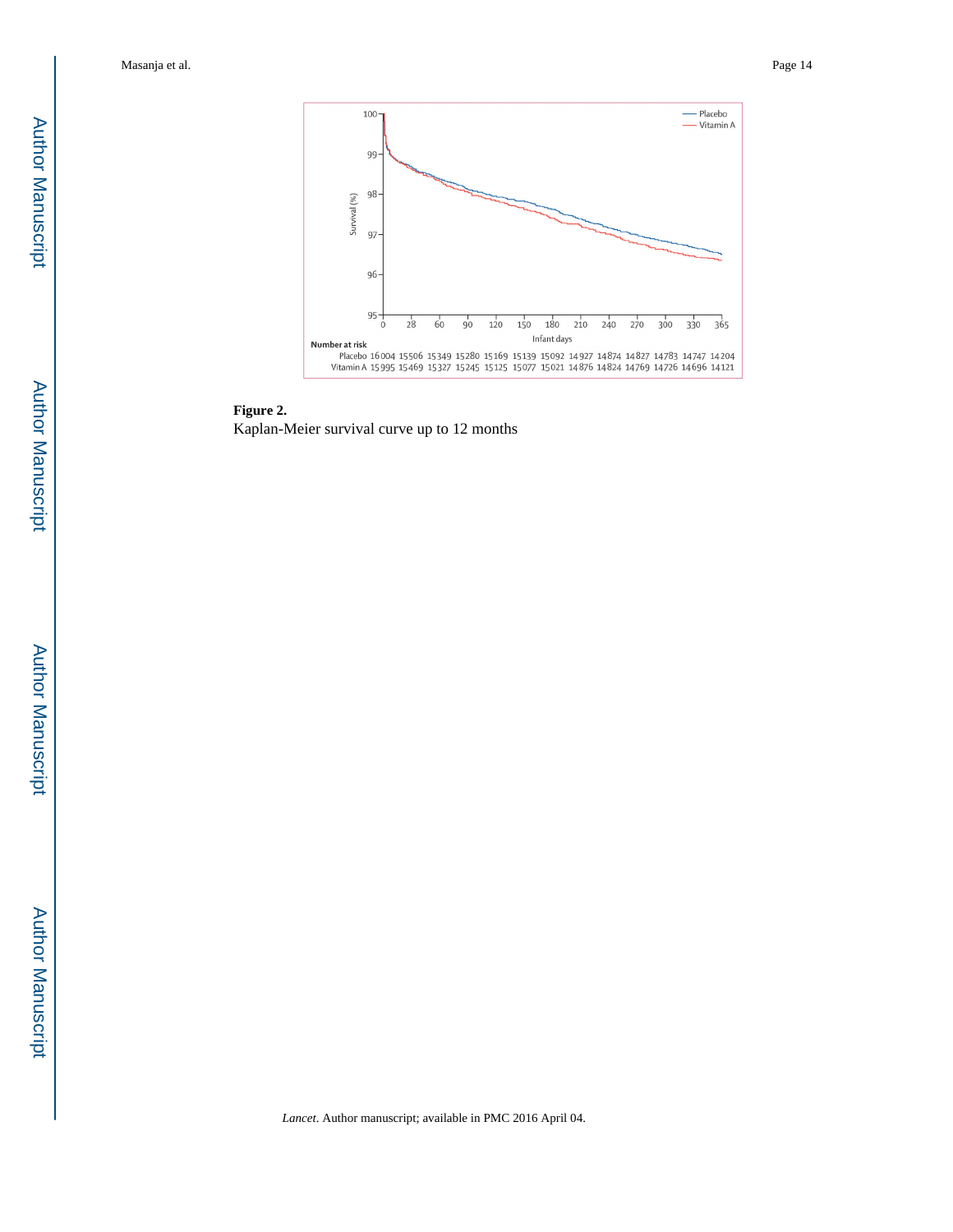| Number at risk | 0 | 28 | 60 | 90 | 120 | 150 | 180 | 210 | 240 | 270 | 300 | 330 | 365 |
|---|---|---|---|---|---|---|---|---|---|---|---|---|---|
| Placebo | 16004 | 15506 | 15349 | 15280 | 15169 | 15139 | 15092 | 14927 | 14874 | 14827 | 14783 | 14747 | 14204 |
| Vitamin A | 15995 | 15469 | 15327 | 15245 | 15125 | 15077 | 15021 | 14876 | 14824 | 14769 | 14726 | 14696 | 14121 |

**Figure 2.**

Kaplan-Meier survival curve up to 12 months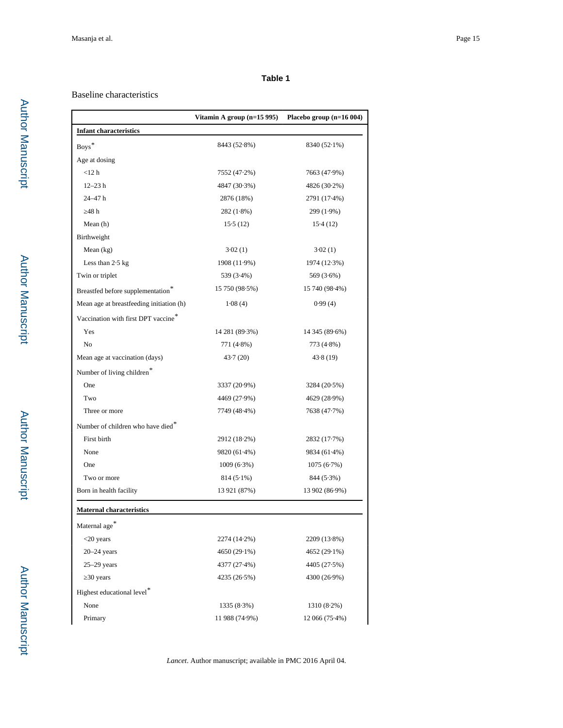**Table 1**

Baseline characteristics

| | Vitamin A group (n=15 995) | Placebo group (n=16 004) |
|---|---|---|
| **Infant characteristics** | | |
| Boys* | 8443 (52·8%) | 8340 (52·1%) |
| Age at dosing | | |
| <12 h | 7552 (47·2%) | 7663 (47·9%) |
| 12–23 h | 4847 (30·3%) | 4826 (30·2%) |
| 24–47 h | 2876 (18%) | 2791 (17·4%) |
| ≥48 h | 282 (1·8%) | 299 (1·9%) |
| Mean (h) | 15·5 (12) | 15·4 (12) |
| Birthweight | | |
| Mean (kg) | 3·02 (1) | 3·02 (1) |
| Less than 2·5 kg | 1908 (11·9%) | 1974 (12·3%) |
| Twin or triplet | 539 (3·4%) | 569 (3·6%) |
| Breastfed before supplementation* | 15 750 (98·5%) | 15 740 (98·4%) |
| Mean age at breastfeeding initiation (h) | 1·08 (4) | 0·99 (4) |
| Vaccination with first DPT vaccine* | | |
| Yes | 14 281 (89·3%) | 14 345 (89·6%) |
| No | 771 (4·8%) | 773 (4·8%) |
| Mean age at vaccination (days) | 43·7 (20) | 43·8 (19) |
| Number of living children* | | |
| One | 3337 (20·9%) | 3284 (20·5%) |
| Two | 4469 (27·9%) | 4629 (28·9%) |
| Three or more | 7749 (48·4%) | 7638 (47·7%) |
| Number of children who have died* | | |
| First birth | 2912 (18·2%) | 2832 (17·7%) |
| None | 9820 (61·4%) | 9834 (61·4%) |
| One | 1009 (6·3%) | 1075 (6·7%) |
| Two or more | 814 (5·1%) | 844 (5·3%) |
| Born in health facility | 13 921 (87%) | 13 902 (86·9%) |
| **Maternal characteristics** | | |
| Maternal age* | | |
| <20 years | 2274 (14·2%) | 2209 (13·8%) |
| 20–24 years | 4650 (29·1%) | 4652 (29·1%) |
| 25–29 years | 4377 (27·4%) | 4405 (27·5%) |
| ≥30 years | 4235 (26·5%) | 4300 (26·9%) |
| Highest educational level* | | |
| None | 1335 (8·3%) | 1310 (8·2%) |
| Primary | 11 988 (74·9%) | 12 066 (75·4%) |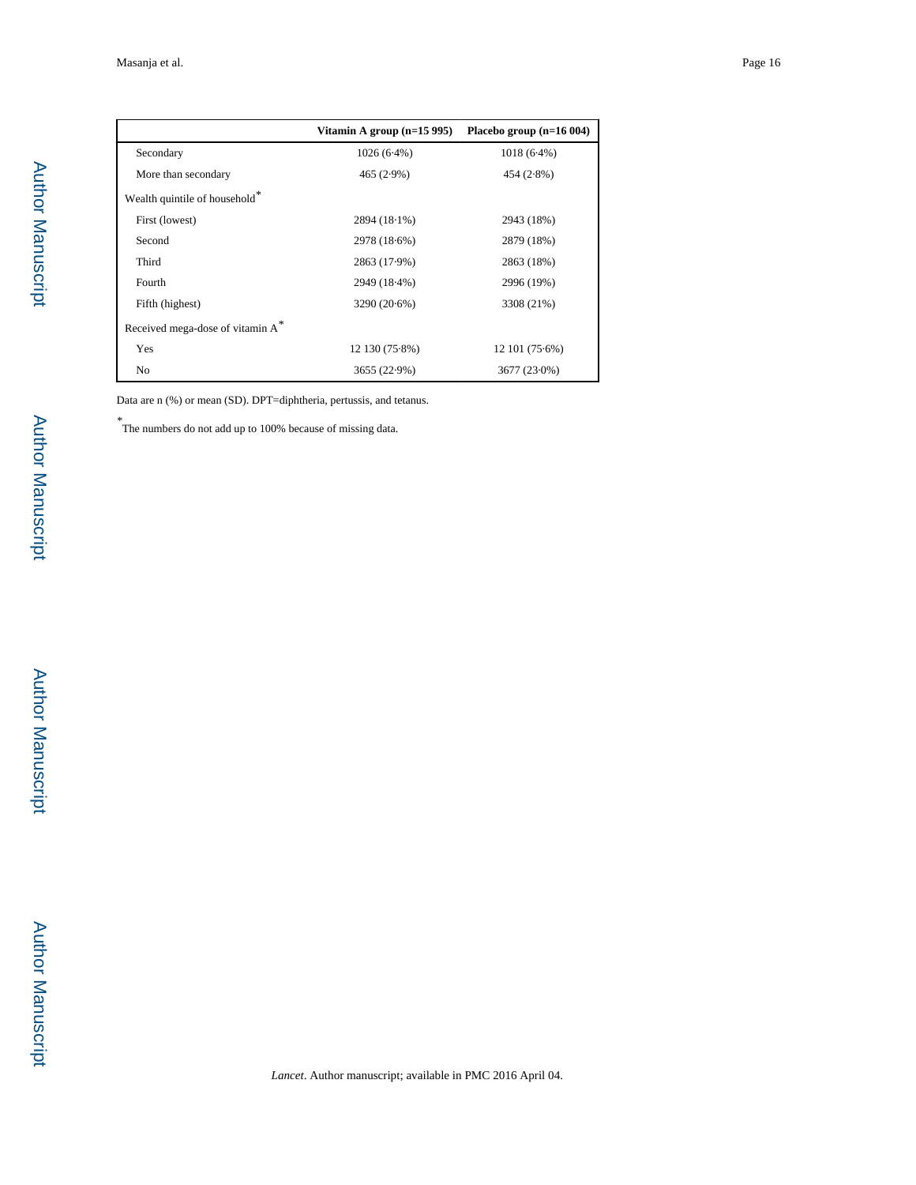| | Vitamin A group (n=15 995) | Placebo group (n=16 004) |
|---|---|---|
| Secondary | 1026 (6·4%) | 1018 (6·4%) |
| More than secondary | 465 (2·9%) | 454 (2·8%) |
| Wealth quintile of household* | | |
| First (lowest) | 2894 (18·1%) | 2943 (18%) |
| Second | 2978 (18·6%) | 2879 (18%) |
| Third | 2863 (17·9%) | 2863 (18%) |
| Fourth | 2949 (18·4%) | 2996 (19%) |
| Fifth (highest) | 3290 (20·6%) | 3308 (21%) |
| Received mega-dose of vitamin A* | | |
| Yes | 12 130 (75·8%) | 12 101 (75·6%) |
| No | 3655 (22·9%) | 3677 (23·0%) |

Data are n (%) or mean (SD). DPT=diphtheria, pertussis, and tetanus.

*The numbers do not add up to 100% because of missing data.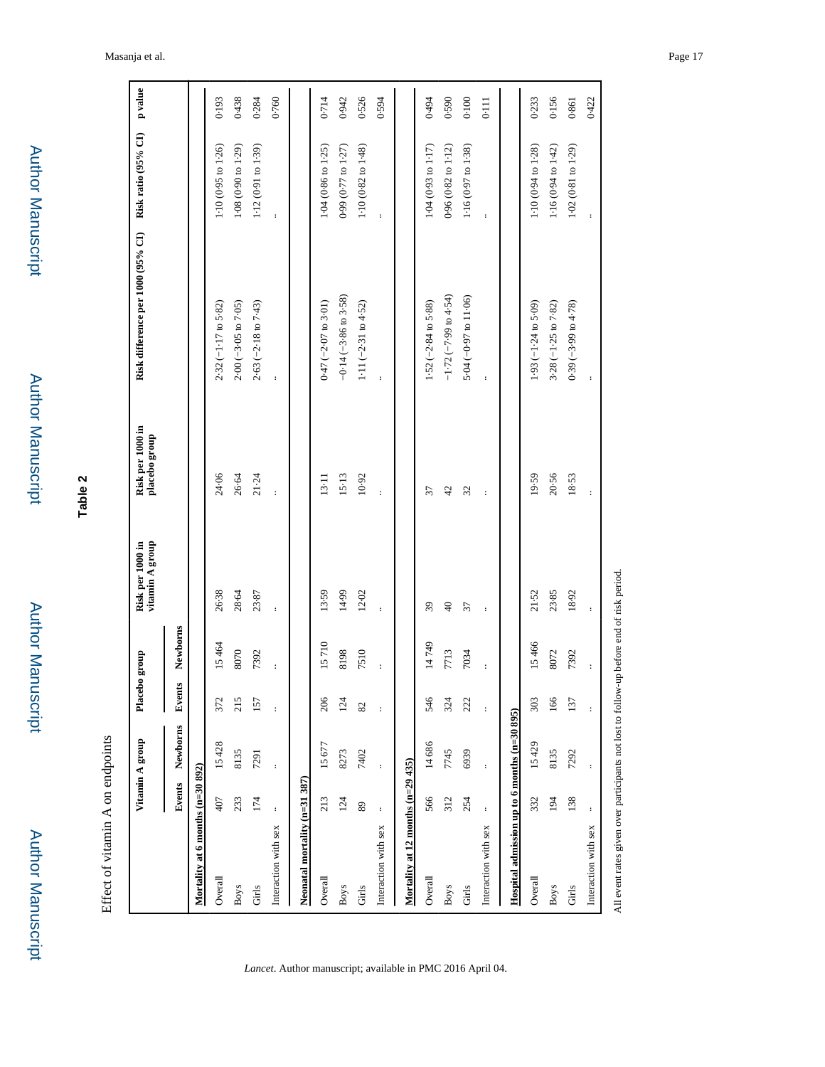## Table 2

Effect of vitamin A on endpoints

| | Vitamin A group | | Placebo group | | Risk per 1000 in vitamin A group | Risk per 1000 in placebo group | Risk difference per 1000 (95% CI) | Risk ratio (95% CI) | p value |
|---|---|---|---|---|---|---|---|---|---|
| | Events | Newborns | Events | Newborns | | | | | |
| **Mortality at 6 months (n=30 892)** | | | | | | | | | |
| Overall | 407 | 15 428 | 372 | 15 464 | 26·38 | 24·06 | 2·32 (−1·17 to 5·82) | 1·10 (0·95 to 1·26) | 0·193 |
| Boys | 233 | 8135 | 215 | 8070 | 28·64 | 26·64 | 2·00 (−3·05 to 7·05) | 1·08 (0·90 to 1·29) | 0·438 |
| Girls | 174 | 7291 | 157 | 7392 | 23·87 | 21·24 | 2·63 (−2·18 to 7·43) | 1·12 (0·91 to 1·39) | 0·284 |
| Interaction with sex | .. | .. | .. | .. | .. | .. | .. | .. | 0·760 |
| **Neonatal mortality (n=31 387)** | | | | | | | | | |
| Overall | 213 | 15 677 | 206 | 15 710 | 13·59 | 13·11 | 0·47 (−2·07 to 3·01) | 1·04 (0·86 to 1·25) | 0·714 |
| Boys | 124 | 8273 | 124 | 8198 | 14·99 | 15·13 | −0·14 (−3·86 to 3·58) | 0·99 (0·77 to 1·27) | 0·942 |
| Girls | 89 | 7402 | 82 | 7510 | 12·02 | 10·92 | 1·11 (−2·31 to 4·52) | 1·10 (0·82 to 1·48) | 0·526 |
| Interaction with sex | .. | .. | .. | .. | .. | .. | .. | .. | 0·594 |
| **Mortality at 12 months (n=29 435)** | | | | | | | | | |
| Overall | 566 | 14 686 | 546 | 14 749 | 39 | 37 | 1·52 (−2·84 to 5·88) | 1·04 (0·93 to 1·17) | 0·494 |
| Boys | 312 | 7745 | 324 | 7713 | 40 | 42 | −1·72 (−7·99 to 4·54) | 0·96 (0·82 to 1·12) | 0·590 |
| Girls | 254 | 6939 | 222 | 7034 | 37 | 32 | 5·04 (−0·97 to 11·06) | 1·16 (0·97 to 1·38) | 0·100 |
| Interaction with sex | .. | .. | .. | .. | .. | .. | .. | .. | 0·111 |
| **Hospital admission up to 6 months (n=30 895)** | | | | | | | | | |
| Overall | 332 | 15 429 | 303 | 15 466 | 21·52 | 19·59 | 1·93 (−1·24 to 5·09) | 1·10 (0·94 to 1·28) | 0·233 |
| Boys | 194 | 8135 | 166 | 8072 | 23·85 | 20·56 | 3·28 (−1·25 to 7·82) | 1·16 (0·94 to 1·42) | 0·156 |
| Girls | 138 | 7292 | 137 | 7392 | 18·92 | 18·53 | 0·39 (−3·99 to 4·78) | 1·02 (0·81 to 1·29) | 0·861 |
| Interaction with sex | .. | .. | .. | .. | .. | .. | .. | .. | 0·422 |

All event rates given over participants not lost to follow-up before end of risk period.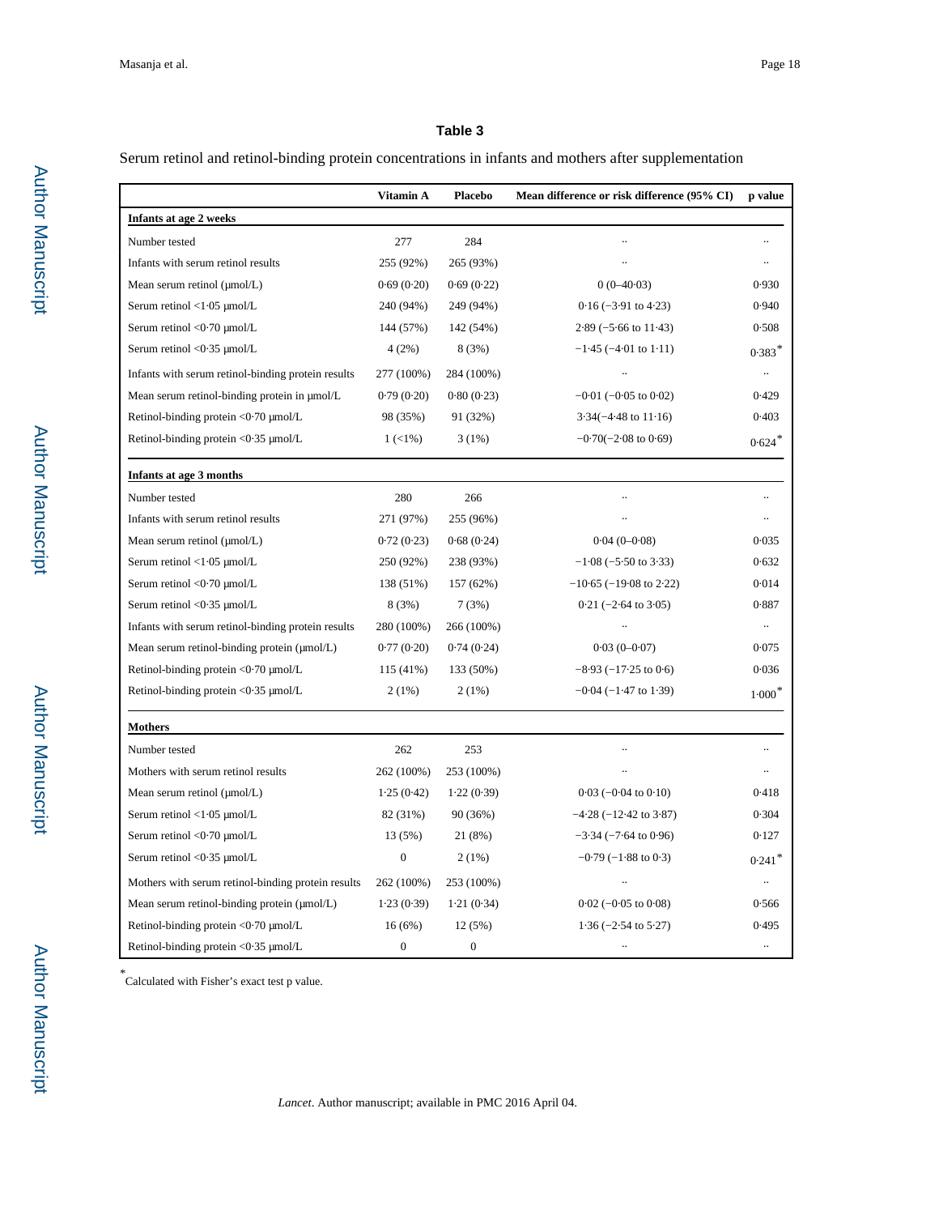## Table 3

Serum retinol and retinol-binding protein concentrations in infants and mothers after supplementation

| | Vitamin A | Placebo | Mean difference or risk difference (95% CI) | p value |
|---|---|---|---|---|
| **Infants at age 2 weeks** | | | | |
| Number tested | 277 | 284 | .. | .. |
| Infants with serum retinol results | 255 (92%) | 265 (93%) | .. | .. |
| Mean serum retinol (μmol/L) | 0·69 (0·20) | 0·69 (0·22) | 0 (0–40·03) | 0·930 |
| Serum retinol <1·05 μmol/L | 240 (94%) | 249 (94%) | 0·16 (−3·91 to 4·23) | 0·940 |
| Serum retinol <0·70 μmol/L | 144 (57%) | 142 (54%) | 2·89 (−5·66 to 11·43) | 0·508 |
| Serum retinol <0·35 μmol/L | 4 (2%) | 8 (3%) | −1·45 (−4·01 to 1·11) | 0·383* |
| Infants with serum retinol-binding protein results | 277 (100%) | 284 (100%) | .. | .. |
| Mean serum retinol-binding protein in μmol/L | 0·79 (0·20) | 0·80 (0·23) | −0·01 (−0·05 to 0·02) | 0·429 |
| Retinol-binding protein <0·70 μmol/L | 98 (35%) | 91 (32%) | 3·34(−4·48 to 11·16) | 0·403 |
| Retinol-binding protein <0·35 μmol/L | 1 (<1%) | 3 (1%) | −0·70(−2·08 to 0·69) | 0·624* |
| **Infants at age 3 months** | | | | |
| Number tested | 280 | 266 | .. | .. |
| Infants with serum retinol results | 271 (97%) | 255 (96%) | .. | .. |
| Mean serum retinol (μmol/L) | 0·72 (0·23) | 0·68 (0·24) | 0·04 (0–0·08) | 0·035 |
| Serum retinol <1·05 μmol/L | 250 (92%) | 238 (93%) | −1·08 (−5·50 to 3·33) | 0·632 |
| Serum retinol <0·70 μmol/L | 138 (51%) | 157 (62%) | −10·65 (−19·08 to 2·22) | 0·014 |
| Serum retinol <0·35 μmol/L | 8 (3%) | 7 (3%) | 0·21 (−2·64 to 3·05) | 0·887 |
| Infants with serum retinol-binding protein results | 280 (100%) | 266 (100%) | .. | .. |
| Mean serum retinol-binding protein (μmol/L) | 0·77 (0·20) | 0·74 (0·24) | 0·03 (0–0·07) | 0·075 |
| Retinol-binding protein <0·70 μmol/L | 115 (41%) | 133 (50%) | −8·93 (−17·25 to 0·6) | 0·036 |
| Retinol-binding protein <0·35 μmol/L | 2 (1%) | 2 (1%) | −0·04 (−1·47 to 1·39) | 1·000* |
| **Mothers** | | | | |
| Number tested | 262 | 253 | .. | .. |
| Mothers with serum retinol results | 262 (100%) | 253 (100%) | .. | .. |
| Mean serum retinol (μmol/L) | 1·25 (0·42) | 1·22 (0·39) | 0·03 (−0·04 to 0·10) | 0·418 |
| Serum retinol <1·05 μmol/L | 82 (31%) | 90 (36%) | −4·28 (−12·42 to 3·87) | 0·304 |
| Serum retinol <0·70 μmol/L | 13 (5%) | 21 (8%) | −3·34 (−7·64 to 0·96) | 0·127 |
| Serum retinol <0·35 μmol/L | 0 | 2 (1%) | −0·79 (−1·88 to 0·3) | 0·241* |
| Mothers with serum retinol-binding protein results | 262 (100%) | 253 (100%) | .. | .. |
| Mean serum retinol-binding protein (μmol/L) | 1·23 (0·39) | 1·21 (0·34) | 0·02 (−0·05 to 0·08) | 0·566 |
| Retinol-binding protein <0·70 μmol/L | 16 (6%) | 12 (5%) | 1·36 (−2·54 to 5·27) | 0·495 |
| Retinol-binding protein <0·35 μmol/L | 0 | 0 | .. | .. |

\* Calculated with Fisher's exact test p value.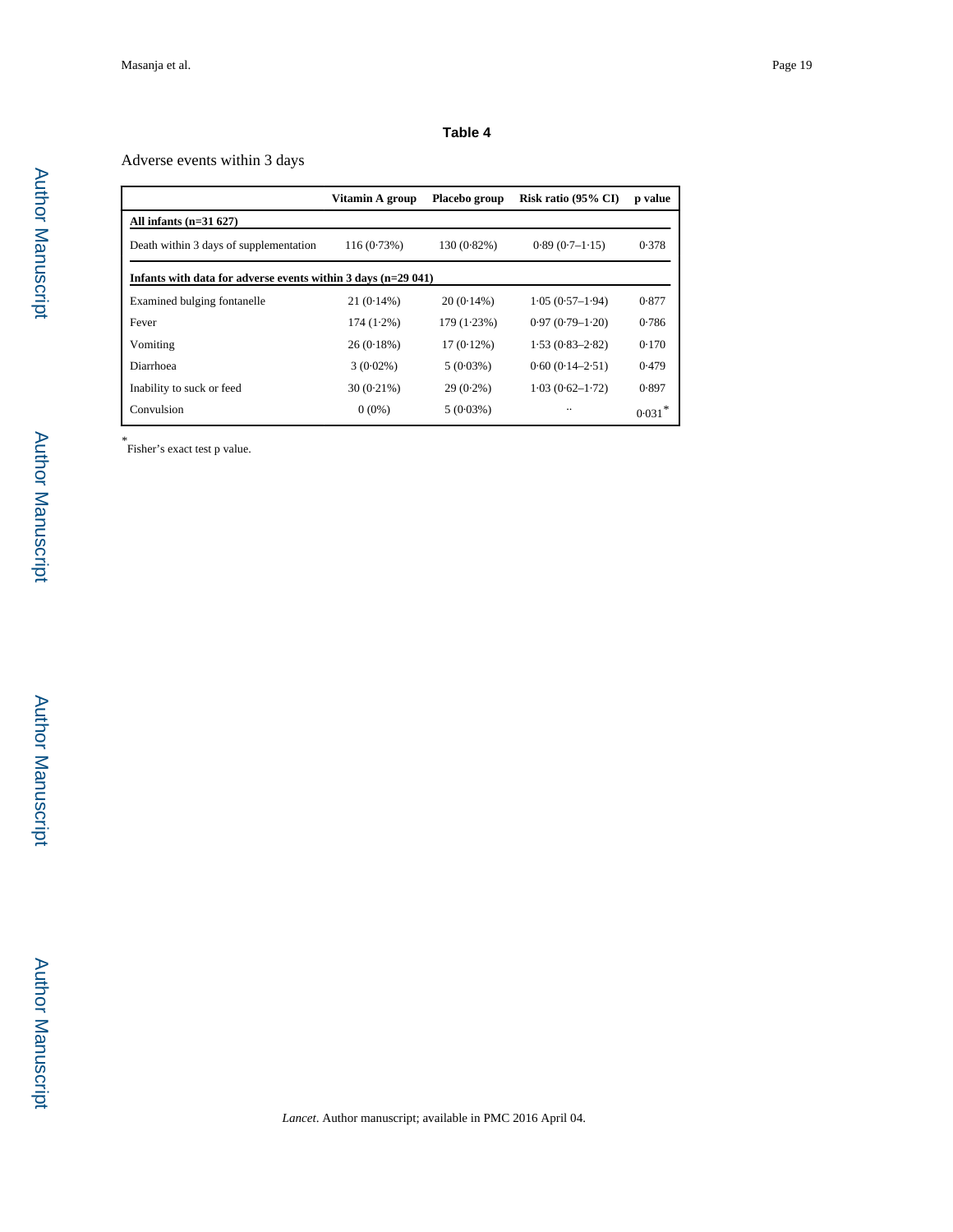## Table 4

Adverse events within 3 days

| | Vitamin A group | Placebo group | Risk ratio (95% CI) | p value |
|---|---|---|---|---|
| **All infants (n=31 627)** | | | | |
| Death within 3 days of supplementation | 116 (0·73%) | 130 (0·82%) | 0·89 (0·7–1·15) | 0·378 |
| **Infants with data for adverse events within 3 days (n=29 041)** | | | | |
| Examined bulging fontanelle | 21 (0·14%) | 20 (0·14%) | 1·05 (0·57–1·94) | 0·877 |
| Fever | 174 (1·2%) | 179 (1·23%) | 0·97 (0·79–1·20) | 0·786 |
| Vomiting | 26 (0·18%) | 17 (0·12%) | 1·53 (0·83–2·82) | 0·170 |
| Diarrhoea | 3 (0·02%) | 5 (0·03%) | 0·60 (0·14–2·51) | 0·479 |
| Inability to suck or feed | 30 (0·21%) | 29 (0·2%) | 1·03 (0·62–1·72) | 0·897 |
| Convulsion | 0 (0%) | 5 (0·03%) | .. | 0·031* |

*Fisher's exact test p value.